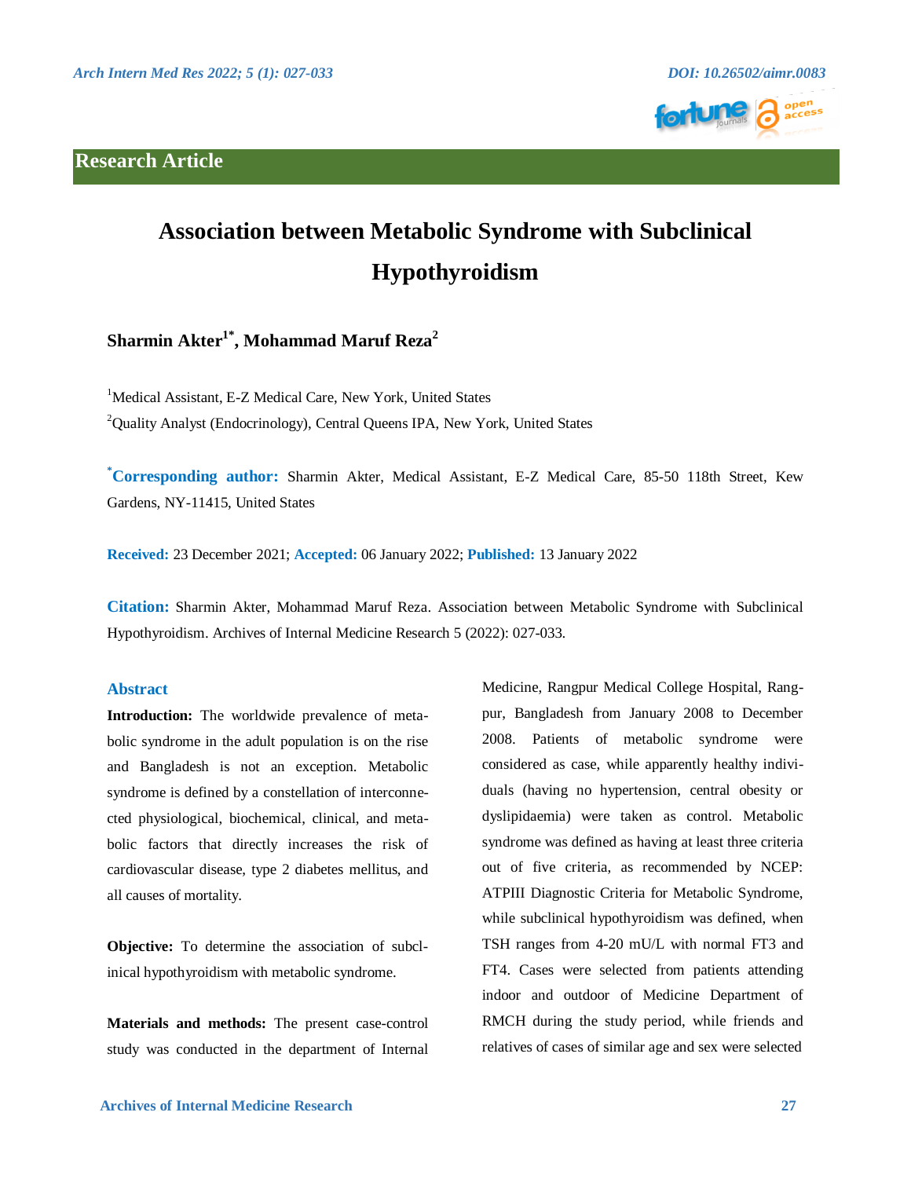Research Article

# Association between Metabolic Syndrome with Subclinical Hypothyroidism

**Sharmin Akter[1*], Mohammad Maruf Reza[2]**

[1]Medical Assistant, E-Z Medical Care, New York, United States

[2]Quality Analyst (Endocrinology), Central Queens IPA, New York, United States

**[*]Corresponding author:** Sharmin Akter, Medical Assistant, E-Z Medical Care, 85-50 118th Street, Kew Gardens, NY-11415, United States

**Received:** 23 December 2021; **Accepted:** 06 January 2022; **Published:** 13 January 2022

**Citation:** Sharmin Akter, Mohammad Maruf Reza. Association between Metabolic Syndrome with Subclinical Hypothyroidism. Archives of Internal Medicine Research 5 (2022): 027-033.

## Abstract

**Introduction:** The worldwide prevalence of metabolic syndrome in the adult population is on the rise and Bangladesh is not an exception. Metabolic syndrome is defined by a constellation of interconnected physiological, biochemical, clinical, and metabolic factors that directly increases the risk of cardiovascular disease, type 2 diabetes mellitus, and all causes of mortality.

**Objective:** To determine the association of subclinical hypothyroidism with metabolic syndrome.

**Materials and methods:** The present case-control study was conducted in the department of Internal Medicine, Rangpur Medical College Hospital, Rangpur, Bangladesh from January 2008 to December 2008. Patients of metabolic syndrome were considered as case, while apparently healthy individuals (having no hypertension, central obesity or dyslipidaemia) were taken as control. Metabolic syndrome was defined as having at least three criteria out of five criteria, as recommended by NCEP: ATPIII Diagnostic Criteria for Metabolic Syndrome, while subclinical hypothyroidism was defined, when TSH ranges from 4-20 mU/L with normal FT3 and FT4. Cases were selected from patients attending indoor and outdoor of Medicine Department of RMCH during the study period, while friends and relatives of cases of similar age and sex were selected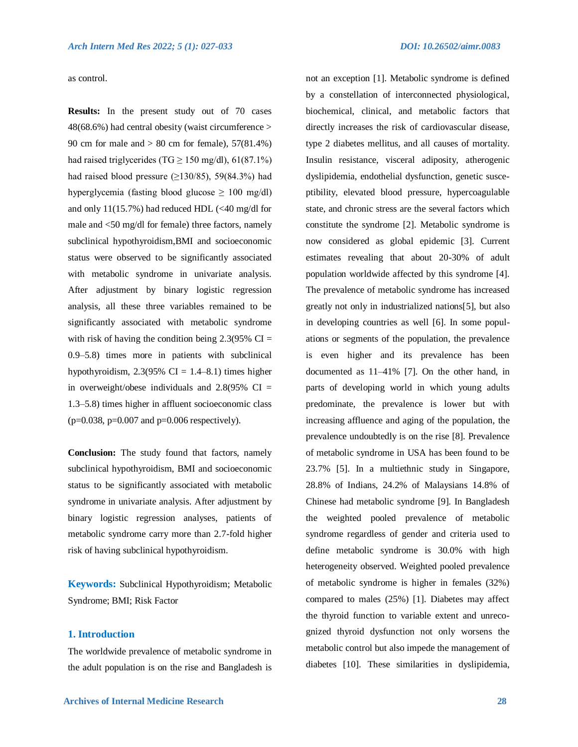as control.

**Results:** In the present study out of 70 cases 48(68.6%) had central obesity (waist circumference > 90 cm for male and > 80 cm for female), 57(81.4%) had raised triglycerides (TG ≥ 150 mg/dl), 61(87.1%) had raised blood pressure (≥130/85), 59(84.3%) had hyperglycemia (fasting blood glucose ≥ 100 mg/dl) and only 11(15.7%) had reduced HDL (<40 mg/dl for male and <50 mg/dl for female) three factors, namely subclinical hypothyroidism,BMI and socioeconomic status were observed to be significantly associated with metabolic syndrome in univariate analysis. After adjustment by binary logistic regression analysis, all these three variables remained to be significantly associated with metabolic syndrome with risk of having the condition being 2.3(95% CI = 0.9–5.8) times more in patients with subclinical hypothyroidism, 2.3(95% CI = 1.4–8.1) times higher in overweight/obese individuals and 2.8(95% CI = 1.3–5.8) times higher in affluent socioeconomic class (p=0.038, p=0.007 and p=0.006 respectively).

**Conclusion:** The study found that factors, namely subclinical hypothyroidism, BMI and socioeconomic status to be significantly associated with metabolic syndrome in univariate analysis. After adjustment by binary logistic regression analyses, patients of metabolic syndrome carry more than 2.7-fold higher risk of having subclinical hypothyroidism.

**Keywords:** Subclinical Hypothyroidism; Metabolic Syndrome; BMI; Risk Factor

## 1. Introduction

The worldwide prevalence of metabolic syndrome in the adult population is on the rise and Bangladesh is not an exception [1]. Metabolic syndrome is defined by a constellation of interconnected physiological, biochemical, clinical, and metabolic factors that directly increases the risk of cardiovascular disease, type 2 diabetes mellitus, and all causes of mortality. Insulin resistance, visceral adiposity, atherogenic dyslipidemia, endothelial dysfunction, genetic susceptibility, elevated blood pressure, hypercoagulable state, and chronic stress are the several factors which constitute the syndrome [2]. Metabolic syndrome is now considered as global epidemic [3]. Current estimates revealing that about 20-30% of adult population worldwide affected by this syndrome [4]. The prevalence of metabolic syndrome has increased greatly not only in industrialized nations[5], but also in developing countries as well [6]. In some populations or segments of the population, the prevalence is even higher and its prevalence has been documented as 11–41% [7]. On the other hand, in parts of developing world in which young adults predominate, the prevalence is lower but with increasing affluence and aging of the population, the prevalence undoubtedly is on the rise [8]. Prevalence of metabolic syndrome in USA has been found to be 23.7% [5]. In a multiethnic study in Singapore, 28.8% of Indians, 24.2% of Malaysians 14.8% of Chinese had metabolic syndrome [9]. In Bangladesh the weighted pooled prevalence of metabolic syndrome regardless of gender and criteria used to define metabolic syndrome is 30.0% with high heterogeneity observed. Weighted pooled prevalence of metabolic syndrome is higher in females (32%) compared to males (25%) [1]. Diabetes may affect the thyroid function to variable extent and unrecognized thyroid dysfunction not only worsens the metabolic control but also impede the management of diabetes [10]. These similarities in dyslipidemia,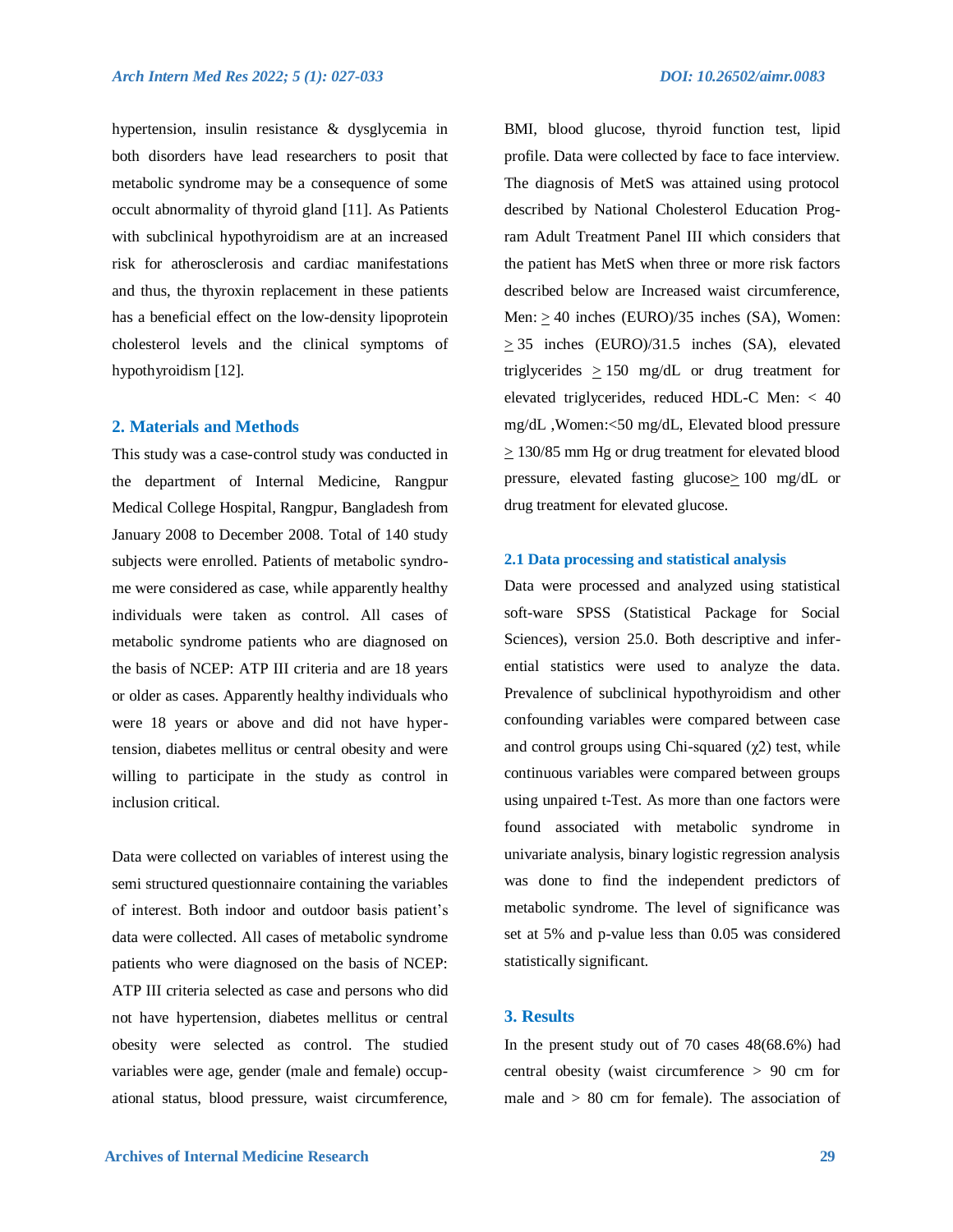hypertension, insulin resistance & dysglycemia in both disorders have lead researchers to posit that metabolic syndrome may be a consequence of some occult abnormality of thyroid gland [11]. As Patients with subclinical hypothyroidism are at an increased risk for atherosclerosis and cardiac manifestations and thus, the thyroxin replacement in these patients has a beneficial effect on the low-density lipoprotein cholesterol levels and the clinical symptoms of hypothyroidism [12].

## 2. Materials and Methods

This study was a case-control study was conducted in the department of Internal Medicine, Rangpur Medical College Hospital, Rangpur, Bangladesh from January 2008 to December 2008. Total of 140 study subjects were enrolled. Patients of metabolic syndrome were considered as case, while apparently healthy individuals were taken as control. All cases of metabolic syndrome patients who are diagnosed on the basis of NCEP: ATP III criteria and are 18 years or older as cases. Apparently healthy individuals who were 18 years or above and did not have hypertension, diabetes mellitus or central obesity and were willing to participate in the study as control in inclusion critical.

Data were collected on variables of interest using the semi structured questionnaire containing the variables of interest. Both indoor and outdoor basis patient's data were collected. All cases of metabolic syndrome patients who were diagnosed on the basis of NCEP: ATP III criteria selected as case and persons who did not have hypertension, diabetes mellitus or central obesity were selected as control. The studied variables were age, gender (male and female) occupational status, blood pressure, waist circumference, BMI, blood glucose, thyroid function test, lipid profile. Data were collected by face to face interview. The diagnosis of MetS was attained using protocol described by National Cholesterol Education Program Adult Treatment Panel III which considers that the patient has MetS when three or more risk factors described below are Increased waist circumference, Men: $\geq$ 40 inches (EURO)/35 inches (SA), Women: $\geq$ 35 inches (EURO)/31.5 inches (SA), elevated triglycerides $\geq$ 150 mg/dL or drug treatment for elevated triglycerides, reduced HDL-C Men: < 40 mg/dL ,Women:<50 mg/dL, Elevated blood pressure $\geq$ 130/85 mm Hg or drug treatment for elevated blood pressure, elevated fasting glucose$\geq$ 100 mg/dL or drug treatment for elevated glucose.

### 2.1 Data processing and statistical analysis

Data were processed and analyzed using statistical soft-ware SPSS (Statistical Package for Social Sciences), version 25.0. Both descriptive and inferential statistics were used to analyze the data. Prevalence of subclinical hypothyroidism and other confounding variables were compared between case and control groups using Chi-squared ($\chi 2$) test, while continuous variables were compared between groups using unpaired t-Test. As more than one factors were found associated with metabolic syndrome in univariate analysis, binary logistic regression analysis was done to find the independent predictors of metabolic syndrome. The level of significance was set at 5% and p-value less than 0.05 was considered statistically significant.

## 3. Results

In the present study out of 70 cases 48(68.6%) had central obesity (waist circumference > 90 cm for male and > 80 cm for female). The association of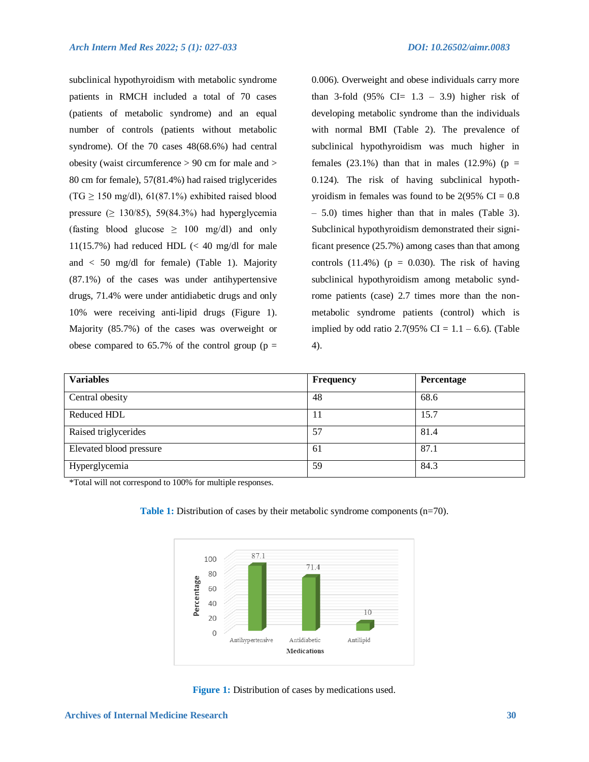subclinical hypothyroidism with metabolic syndrome patients in RMCH included a total of 70 cases (patients of metabolic syndrome) and an equal number of controls (patients without metabolic syndrome). Of the 70 cases 48(68.6%) had central obesity (waist circumference > 90 cm for male and > 80 cm for female), 57(81.4%) had raised triglycerides (TG ≥ 150 mg/dl), 61(87.1%) exhibited raised blood pressure (≥ 130/85), 59(84.3%) had hyperglycemia (fasting blood glucose ≥ 100 mg/dl) and only 11(15.7%) had reduced HDL (< 40 mg/dl for male and < 50 mg/dl for female) (Table 1). Majority (87.1%) of the cases was under antihypertensive drugs, 71.4% were under antidiabetic drugs and only 10% were receiving anti-lipid drugs (Figure 1). Majority (85.7%) of the cases was overweight or obese compared to 65.7% of the control group (p = 0.006). Overweight and obese individuals carry more than 3-fold (95% CI= 1.3 – 3.9) higher risk of developing metabolic syndrome than the individuals with normal BMI (Table 2). The prevalence of subclinical hypothyroidism was much higher in females (23.1%) than that in males (12.9%) (p = 0.124). The risk of having subclinical hypothyroidism in females was found to be 2(95% CI = 0.8 – 5.0) times higher than that in males (Table 3). Subclinical hypothyroidism demonstrated their significant presence (25.7%) among cases than that among controls (11.4%) (p = 0.030). The risk of having subclinical hypothyroidism among metabolic syndrome patients (case) 2.7 times more than the non-metabolic syndrome patients (control) which is implied by odd ratio 2.7(95% CI = 1.1 – 6.6). (Table 4).

| Variables | Frequency | Percentage |
|---|---|---|
| Central obesity | 48 | 68.6 |
| Reduced HDL | 11 | 15.7 |
| Raised triglycerides | 57 | 81.4 |
| Elevated blood pressure | 61 | 87.1 |
| Hyperglycemia | 59 | 84.3 |

*Total will not correspond to 100% for multiple responses.

**Table 1:** Distribution of cases by their metabolic syndrome components (n=70).

Percentage
100
80
60
40
20
0
87.1
71.4
10
Antihypertensive
Antidiabetic
Antilipid
Medications

**Figure 1:** Distribution of cases by medications used.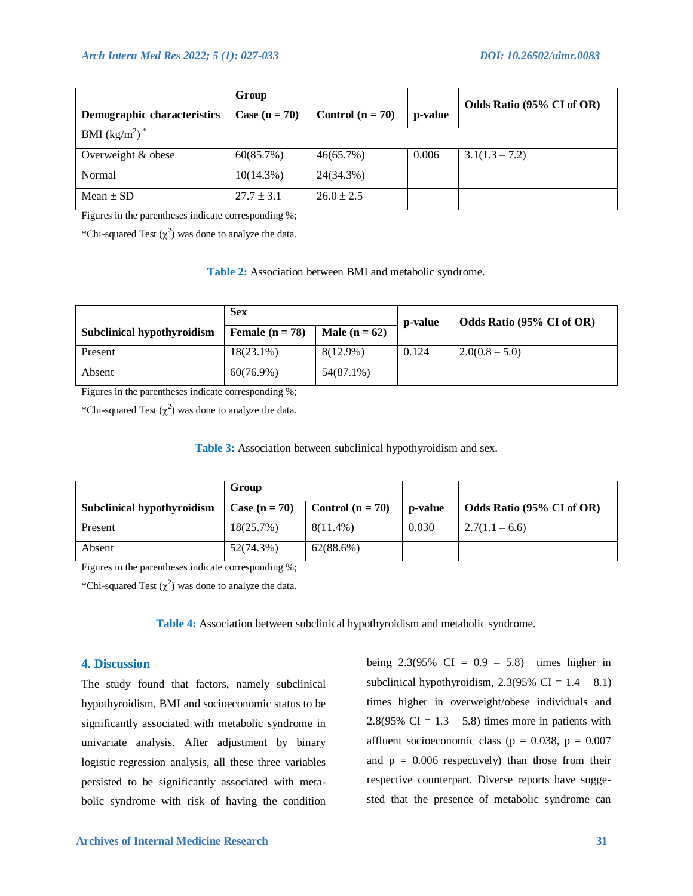| Demographic characteristics | Group | | p-value | Odds Ratio (95% CI of OR) |
|---|---|---|---|---|
| | Case (n = 70) | Control (n = 70) | | |
| BMI ($kg/m^2$) * | | | | |
| Overweight & obese | 60(85.7%) | 46(65.7%) | 0.006 | 3.1(1.3 – 7.2) |
| Normal | 10(14.3%) | 24(34.3%) | | |
| Mean ± SD | 27.7 ± 3.1 | 26.0 ± 2.5 | | |

Figures in the parentheses indicate corresponding %;

*Chi-squared Test ($\chi^2$) was done to analyze the data.

**Table 2:** Association between BMI and metabolic syndrome.

| Subclinical hypothyroidism | Sex | | p-value | Odds Ratio (95% CI of OR) |
|---|---|---|---|---|
| | Female (n = 78) | Male (n = 62) | | |
| Present | 18(23.1%) | 8(12.9%) | 0.124 | 2.0(0.8 – 5.0) |
| Absent | 60(76.9%) | 54(87.1%) | | |

Figures in the parentheses indicate corresponding %;

*Chi-squared Test ($\chi^2$) was done to analyze the data.

**Table 3:** Association between subclinical hypothyroidism and sex.

| Subclinical hypothyroidism | Group | | p-value | Odds Ratio (95% CI of OR) |
|---|---|---|---|---|
| | Case (n = 70) | Control (n = 70) | | |
| Present | 18(25.7%) | 8(11.4%) | 0.030 | 2.7(1.1 – 6.6) |
| Absent | 52(74.3%) | 62(88.6%) | | |

Figures in the parentheses indicate corresponding %;

*Chi-squared Test ($\chi^2$) was done to analyze the data.

**Table 4:** Association between subclinical hypothyroidism and metabolic syndrome.

## 4. Discussion

The study found that factors, namely subclinical hypothyroidism, BMI and socioeconomic status to be significantly associated with metabolic syndrome in univariate analysis. After adjustment by binary logistic regression analysis, all these three variables persisted to be significantly associated with metabolic syndrome with risk of having the condition being 2.3(95% CI = 0.9 – 5.8) times higher in subclinical hypothyroidism, 2.3(95% CI = 1.4 – 8.1) times higher in overweight/obese individuals and 2.8(95% CI = 1.3 – 5.8) times more in patients with affluent socioeconomic class (p = 0.038, p = 0.007 and p = 0.006 respectively) than those from their respective counterpart. Diverse reports have suggested that the presence of metabolic syndrome can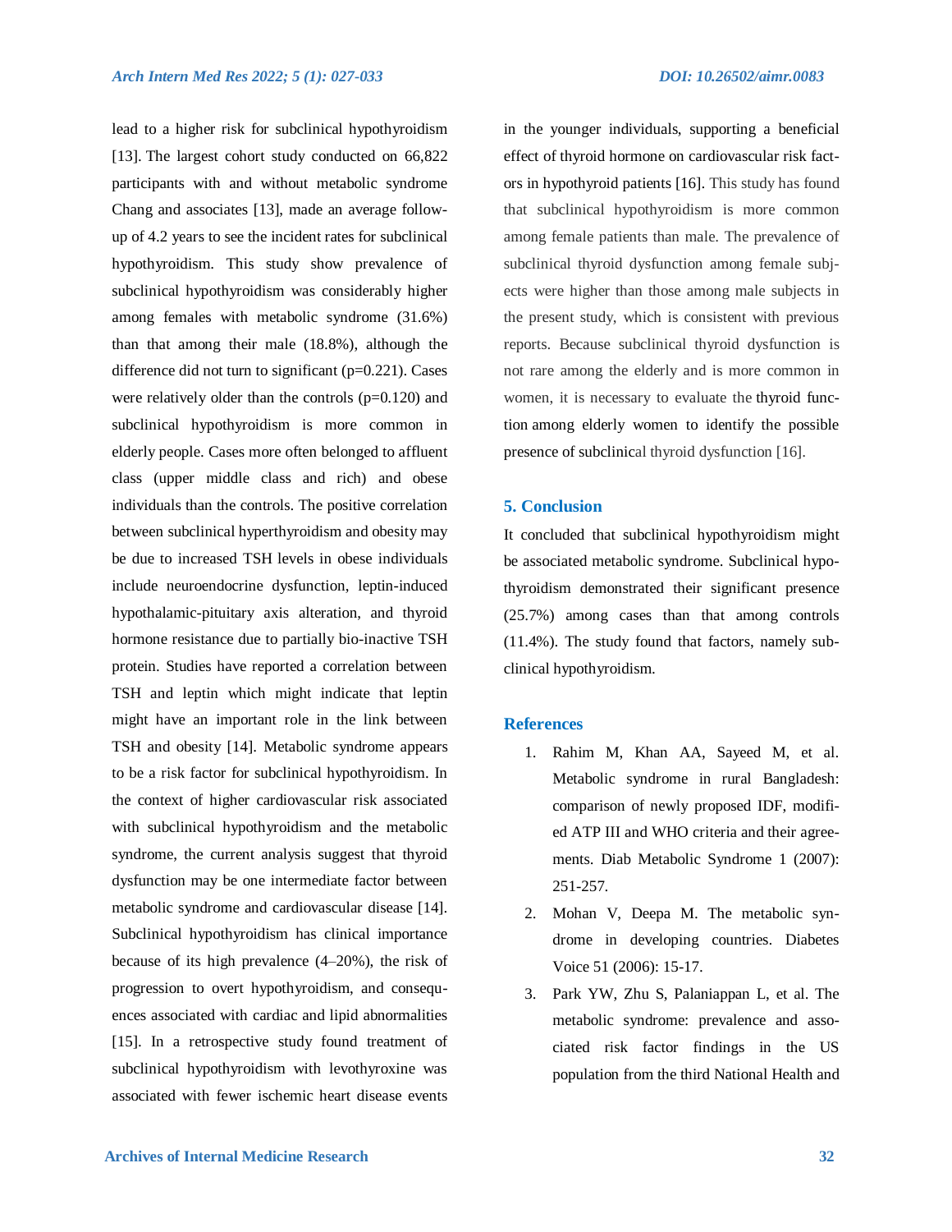lead to a higher risk for subclinical hypothyroidism [13]. The largest cohort study conducted on 66,822 participants with and without metabolic syndrome Chang and associates [13], made an average follow-up of 4.2 years to see the incident rates for subclinical hypothyroidism. This study show prevalence of subclinical hypothyroidism was considerably higher among females with metabolic syndrome (31.6%) than that among their male (18.8%), although the difference did not turn to significant (p=0.221). Cases were relatively older than the controls (p=0.120) and subclinical hypothyroidism is more common in elderly people. Cases more often belonged to affluent class (upper middle class and rich) and obese individuals than the controls. The positive correlation between subclinical hyperthyroidism and obesity may be due to increased TSH levels in obese individuals include neuroendocrine dysfunction, leptin-induced hypothalamic-pituitary axis alteration, and thyroid hormone resistance due to partially bio-inactive TSH protein. Studies have reported a correlation between TSH and leptin which might indicate that leptin might have an important role in the link between TSH and obesity [14]. Metabolic syndrome appears to be a risk factor for subclinical hypothyroidism. In the context of higher cardiovascular risk associated with subclinical hypothyroidism and the metabolic syndrome, the current analysis suggest that thyroid dysfunction may be one intermediate factor between metabolic syndrome and cardiovascular disease [14]. Subclinical hypothyroidism has clinical importance because of its high prevalence (4–20%), the risk of progression to overt hypothyroidism, and consequences associated with cardiac and lipid abnormalities [15]. In a retrospective study found treatment of subclinical hypothyroidism with levothyroxine was associated with fewer ischemic heart disease events in the younger individuals, supporting a beneficial effect of thyroid hormone on cardiovascular risk factors in hypothyroid patients [16]. This study has found that subclinical hypothyroidism is more common among female patients than male. The prevalence of subclinical thyroid dysfunction among female subjects were higher than those among male subjects in the present study, which is consistent with previous reports. Because subclinical thyroid dysfunction is not rare among the elderly and is more common in women, it is necessary to evaluate the thyroid function among elderly women to identify the possible presence of subclinical thyroid dysfunction [16].

## 5. Conclusion

It concluded that subclinical hypothyroidism might be associated metabolic syndrome. Subclinical hypothyroidism demonstrated their significant presence (25.7%) among cases than that among controls (11.4%). The study found that factors, namely subclinical hypothyroidism.

## References

1. Rahim M, Khan AA, Sayeed M, et al. Metabolic syndrome in rural Bangladesh: comparison of newly proposed IDF, modified ATP III and WHO criteria and their agreements. Diab Metabolic Syndrome 1 (2007): 251-257.
2. Mohan V, Deepa M. The metabolic syndrome in developing countries. Diabetes Voice 51 (2006): 15-17.
3. Park YW, Zhu S, Palaniappan L, et al. The metabolic syndrome: prevalence and associated risk factor findings in the US population from the third National Health and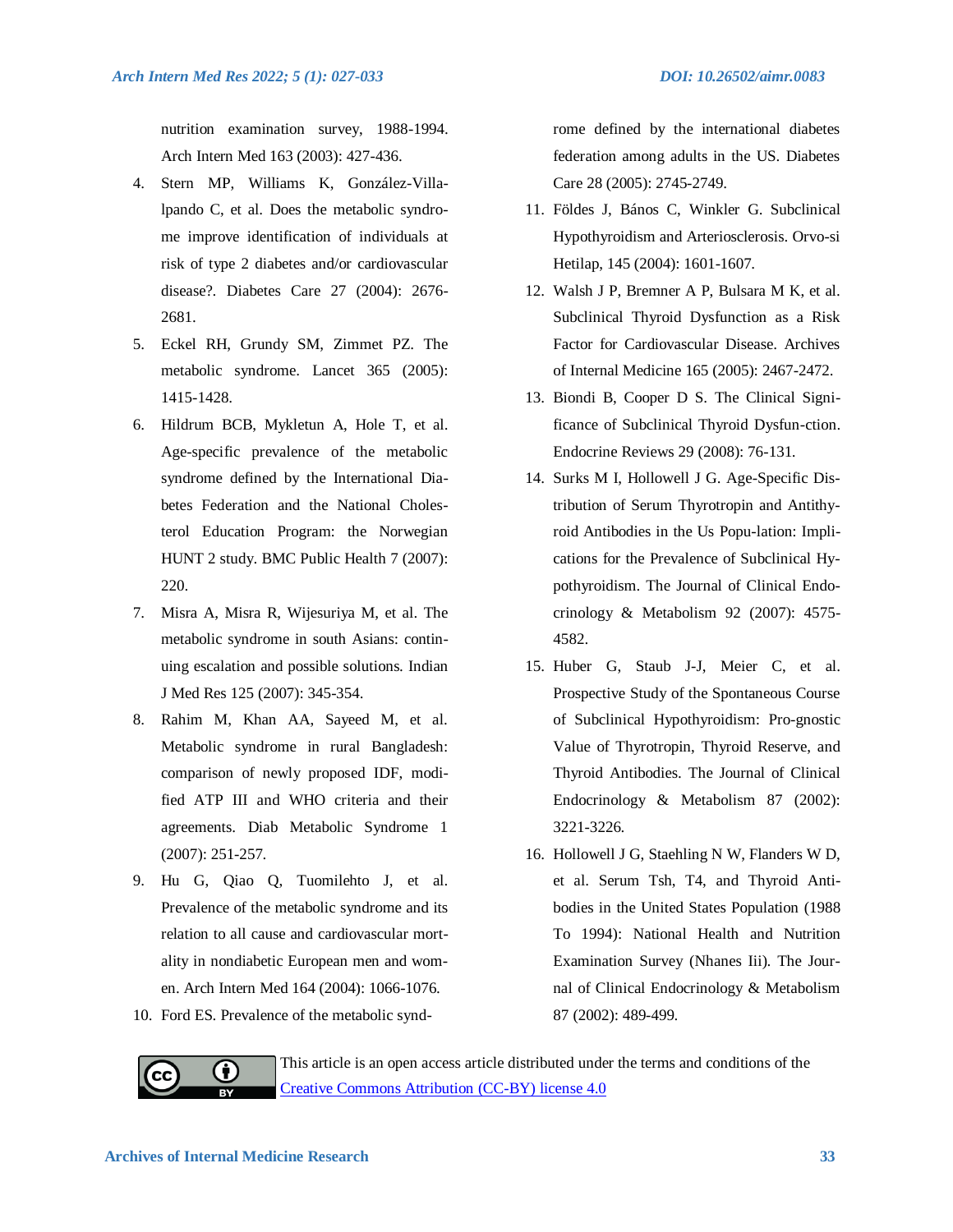nutrition examination survey, 1988-1994. Arch Intern Med 163 (2003): 427-436.

4. Stern MP, Williams K, González-Villalpando C, et al. Does the metabolic syndrome improve identification of individuals at risk of type 2 diabetes and/or cardiovascular disease?. Diabetes Care 27 (2004): 2676-2681.
5. Eckel RH, Grundy SM, Zimmet PZ. The metabolic syndrome. Lancet 365 (2005): 1415-1428.
6. Hildrum BCB, Mykletun A, Hole T, et al. Age-specific prevalence of the metabolic syndrome defined by the International Diabetes Federation and the National Cholesterol Education Program: the Norwegian HUNT 2 study. BMC Public Health 7 (2007): 220.
7. Misra A, Misra R, Wijesuriya M, et al. The metabolic syndrome in south Asians: continuing escalation and possible solutions. Indian J Med Res 125 (2007): 345-354.
8. Rahim M, Khan AA, Sayeed M, et al. Metabolic syndrome in rural Bangladesh: comparison of newly proposed IDF, modified ATP III and WHO criteria and their agreements. Diab Metabolic Syndrome 1 (2007): 251-257.
9. Hu G, Qiao Q, Tuomilehto J, et al. Prevalence of the metabolic syndrome and its relation to all cause and cardiovascular mortality in nondiabetic European men and women. Arch Intern Med 164 (2004): 1066-1076.
10. Ford ES. Prevalence of the metabolic syndrome defined by the international diabetes federation among adults in the US. Diabetes Care 28 (2005): 2745-2749.
11. Földes J, Bános C, Winkler G. Subclinical Hypothyroidism and Arteriosclerosis. Orvo-si Hetilap, 145 (2004): 1601-1607.
12. Walsh J P, Bremner A P, Bulsara M K, et al. Subclinical Thyroid Dysfunction as a Risk Factor for Cardiovascular Disease. Archives of Internal Medicine 165 (2005): 2467-2472.
13. Biondi B, Cooper D S. The Clinical Significance of Subclinical Thyroid Dysfun-ction. Endocrine Reviews 29 (2008): 76-131.
14. Surks M I, Hollowell J G. Age-Specific Distribution of Serum Thyrotropin and Antithyroid Antibodies in the Us Popu-lation: Implications for the Prevalence of Subclinical Hypothyroidism. The Journal of Clinical Endocrinology & Metabolism 92 (2007): 4575-4582.
15. Huber G, Staub J-J, Meier C, et al. Prospective Study of the Spontaneous Course of Subclinical Hypothyroidism: Pro-gnostic Value of Thyrotropin, Thyroid Reserve, and Thyroid Antibodies. The Journal of Clinical Endocrinology & Metabolism 87 (2002): 3221-3226.
16. Hollowell J G, Staehling N W, Flanders W D, et al. Serum Tsh, T4, and Thyroid Antibodies in the United States Population (1988 To 1994): National Health and Nutrition Examination Survey (Nhanes Iii). The Journal of Clinical Endocrinology & Metabolism 87 (2002): 489-499.

This article is an open access article distributed under the terms and conditions of the Creative Commons Attribution (CC-BY) license 4.0